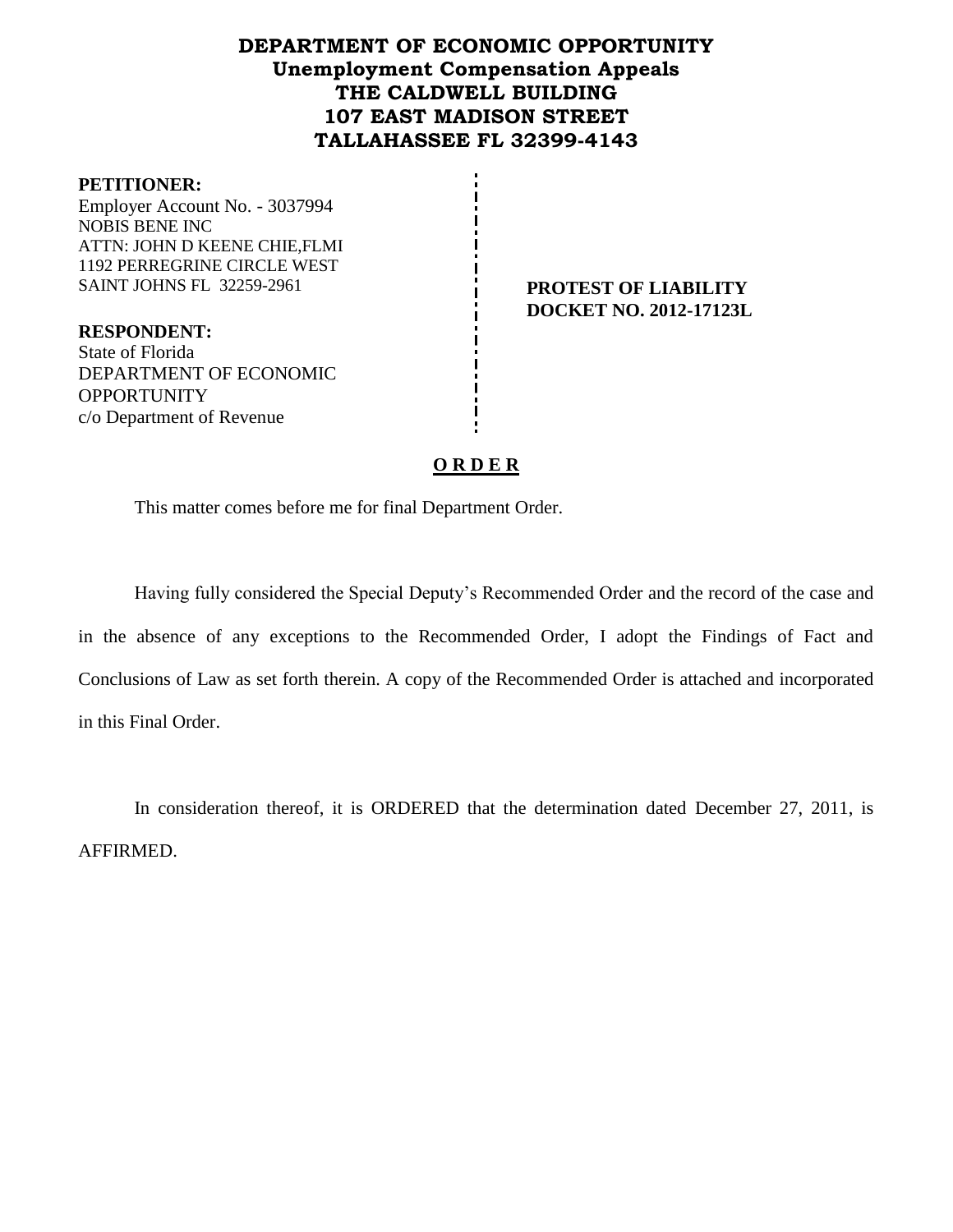# DEPARTMENT OF ECONOMIC OPPORTUNITY
## Unemployment Compensation Appeals
## THE CALDWELL BUILDING
## 107 EAST MADISON STREET
## TALLAHASSEE FL 32399-4143

**PETITIONER:**
Employer Account No. - 3037994
NOBIS BENE INC
ATTN: JOHN D KEENE CHIE,FLMI
1192 PERREGRINE CIRCLE WEST
SAINT JOHNS FL 32259-2961

**PROTEST OF LIABILITY**
**DOCKET NO. 2012-17123L**

**RESPONDENT:**
State of Florida
DEPARTMENT OF ECONOMIC OPPORTUNITY
c/o Department of Revenue

**O R D E R**

This matter comes before me for final Department Order.

Having fully considered the Special Deputy's Recommended Order and the record of the case and in the absence of any exceptions to the Recommended Order, I adopt the Findings of Fact and Conclusions of Law as set forth therein. A copy of the Recommended Order is attached and incorporated in this Final Order.

In consideration thereof, it is ORDERED that the determination dated December 27, 2011, is AFFIRMED.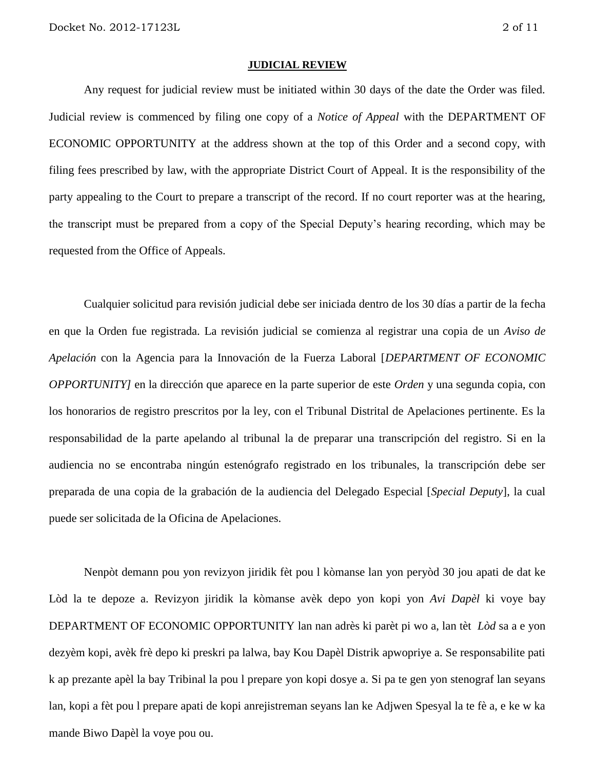**JUDICIAL REVIEW**

Any request for judicial review must be initiated within 30 days of the date the Order was filed. Judicial review is commenced by filing one copy of a *Notice of Appeal* with the DEPARTMENT OF ECONOMIC OPPORTUNITY at the address shown at the top of this Order and a second copy, with filing fees prescribed by law, with the appropriate District Court of Appeal. It is the responsibility of the party appealing to the Court to prepare a transcript of the record. If no court reporter was at the hearing, the transcript must be prepared from a copy of the Special Deputy's hearing recording, which may be requested from the Office of Appeals.

Cualquier solicitud para revisión judicial debe ser iniciada dentro de los 30 días a partir de la fecha en que la Orden fue registrada. La revisión judicial se comienza al registrar una copia de un *Aviso de Apelación* con la Agencia para la Innovación de la Fuerza Laboral [*DEPARTMENT OF ECONOMIC OPPORTUNITY]* en la dirección que aparece en la parte superior de este *Orden* y una segunda copia, con los honorarios de registro prescritos por la ley, con el Tribunal Distrital de Apelaciones pertinente. Es la responsabilidad de la parte apelando al tribunal la de preparar una transcripción del registro. Si en la audiencia no se encontraba ningún estenógrafo registrado en los tribunales, la transcripción debe ser preparada de una copia de la grabación de la audiencia del Delegado Especial [*Special Deputy*], la cual puede ser solicitada de la Oficina de Apelaciones.

Nenpòt demann pou yon revizyon jiridik fèt pou l kòmanse lan yon peryòd 30 jou apati de dat ke Lòd la te depoze a. Revizyon jiridik la kòmanse avèk depo yon kopi yon *Avi Dapèl* ki voye bay DEPARTMENT OF ECONOMIC OPPORTUNITY lan nan adrès ki parèt pi wo a, lan tèt *Lòd* sa a e yon dezyèm kopi, avèk frè depo ki preskri pa lalwa, bay Kou Dapèl Distrik apwopriye a. Se responsabilite pati k ap prezante apèl la bay Tribinal la pou l prepare yon kopi dosye a. Si pa te gen yon stenograf lan seyans lan, kopi a fèt pou l prepare apati de kopi anrejistreman seyans lan ke Adjwen Spesyal la te fè a, e ke w ka mande Biwo Dapèl la voye pou ou.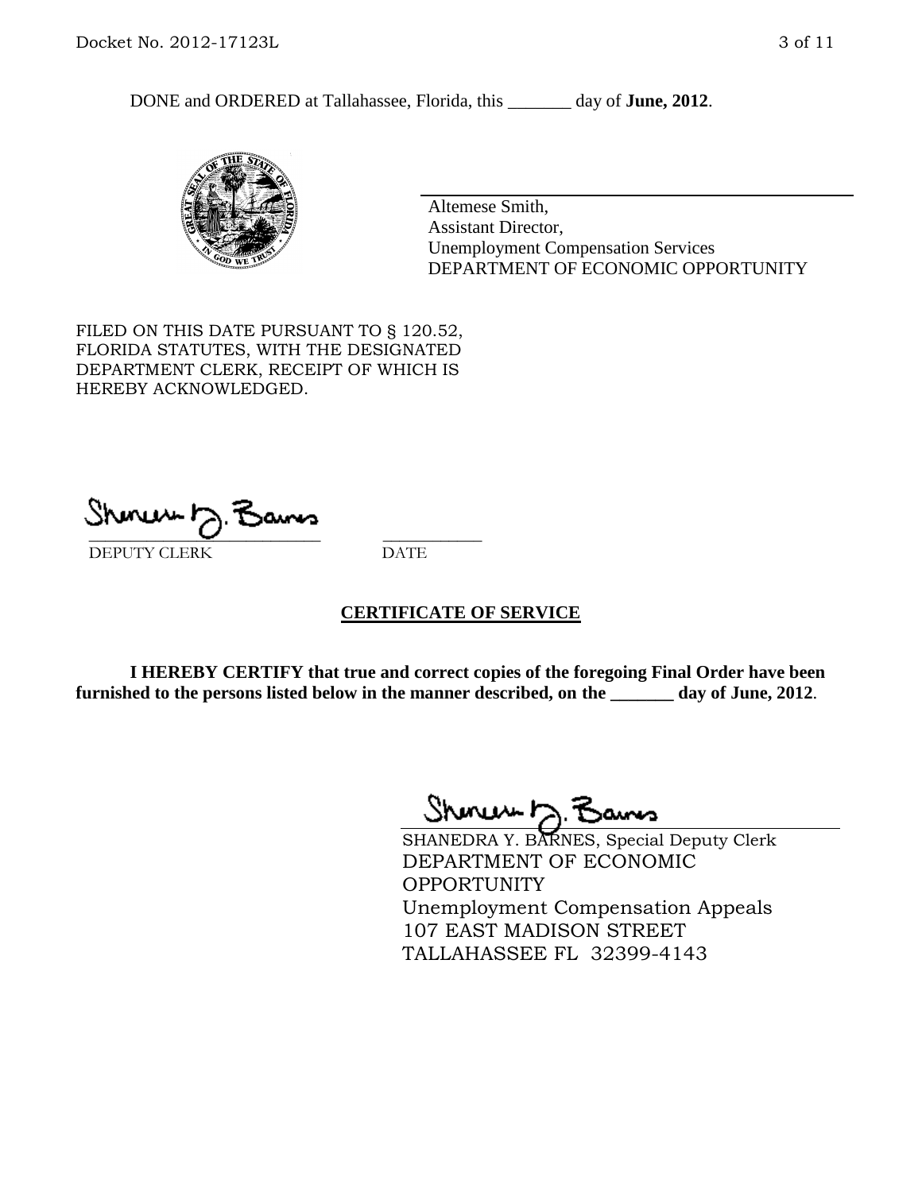DONE and ORDERED at Tallahassee, Florida, this _______ day of **June, 2012**.

Altemese Smith,
Assistant Director,
Unemployment Compensation Services
DEPARTMENT OF ECONOMIC OPPORTUNITY

FILED ON THIS DATE PURSUANT TO § 120.52, FLORIDA STATUTES, WITH THE DESIGNATED DEPARTMENT CLERK, RECEIPT OF WHICH IS HEREBY ACKNOWLEDGED.

___________________________ ___________
DEPUTY CLERK DATE

## CERTIFICATE OF SERVICE

**I HEREBY CERTIFY that true and correct copies of the foregoing Final Order have been furnished to the persons listed below in the manner described, on the _______ day of June, 2012**.

SHANEDRA Y. BARNES, Special Deputy Clerk
DEPARTMENT OF ECONOMIC OPPORTUNITY
Unemployment Compensation Appeals
107 EAST MADISON STREET
TALLAHASSEE FL 32399-4143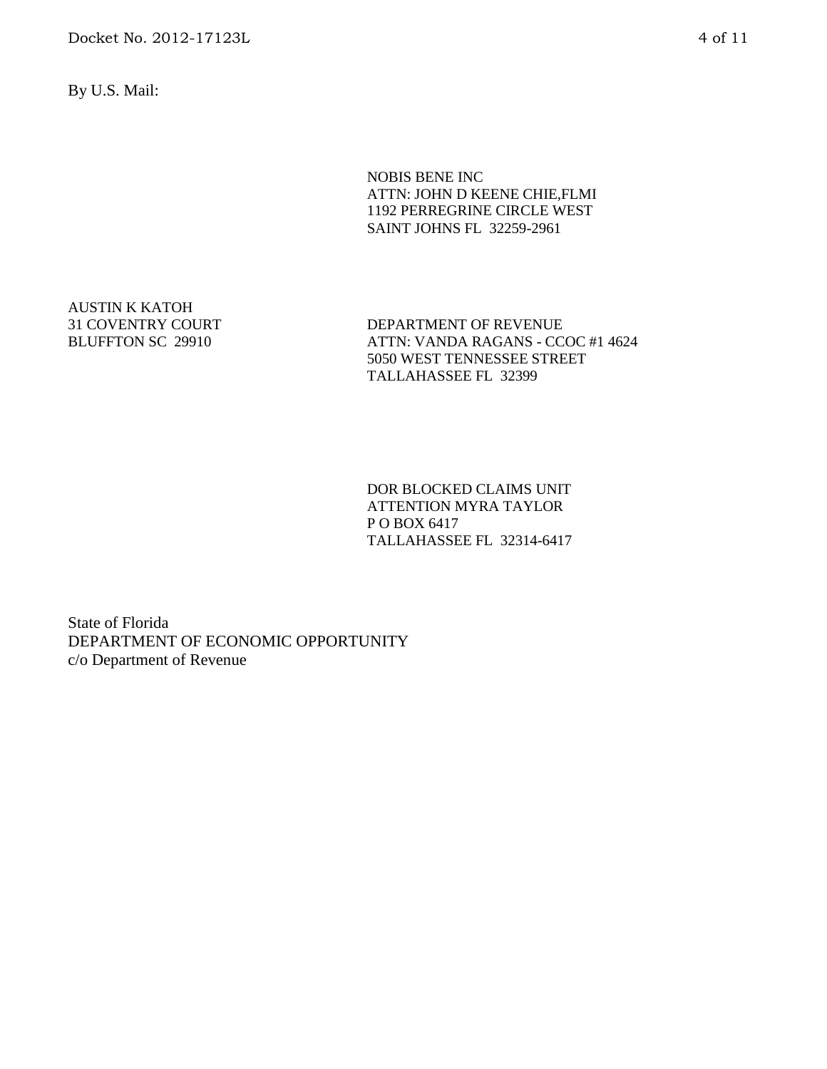By U.S. Mail:

NOBIS BENE INC
ATTN: JOHN D KEENE CHIE,FLMI
1192 PERREGRINE CIRCLE WEST
SAINT JOHNS FL 32259-2961

AUSTIN K KATOH
31 COVENTRY COURT
BLUFFTON SC 29910

DEPARTMENT OF REVENUE
ATTN: VANDA RAGANS - CCOC #1 4624
5050 WEST TENNESSEE STREET
TALLAHASSEE FL 32399

DOR BLOCKED CLAIMS UNIT
ATTENTION MYRA TAYLOR
P O BOX 6417
TALLAHASSEE FL 32314-6417

State of Florida
DEPARTMENT OF ECONOMIC OPPORTUNITY
c/o Department of Revenue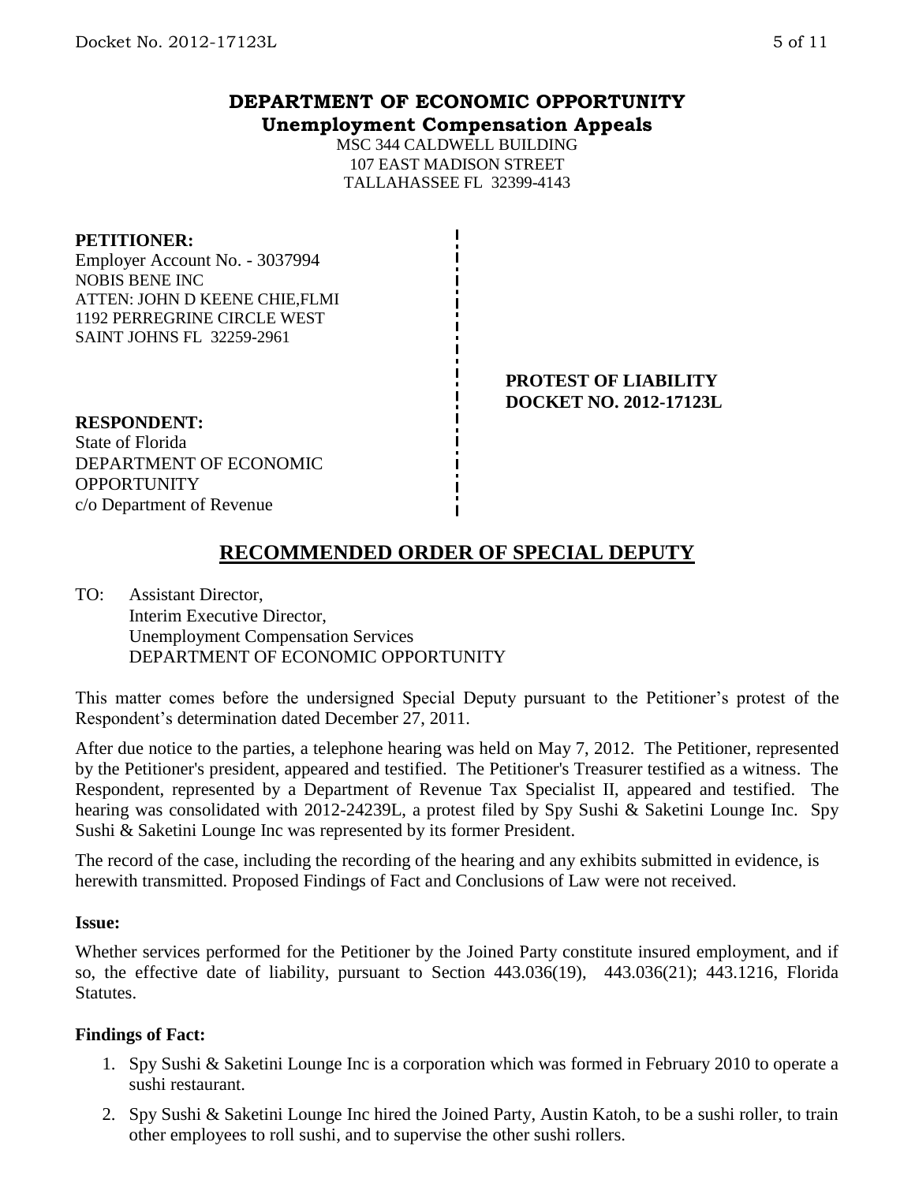**DEPARTMENT OF ECONOMIC OPPORTUNITY**
**Unemployment Compensation Appeals**
MSC 344 CALDWELL BUILDING
107 EAST MADISON STREET
TALLAHASSEE FL 32399-4143

**PETITIONER:**
Employer Account No. - 3037994
NOBIS BENE INC
ATTEN: JOHN D KEENE CHIE,FLMI
1192 PERREGRINE CIRCLE WEST
SAINT JOHNS FL 32259-2961

**PROTEST OF LIABILITY**
**DOCKET NO. 2012-17123L**

**RESPONDENT:**
State of Florida
DEPARTMENT OF ECONOMIC OPPORTUNITY
c/o Department of Revenue

## RECOMMENDED ORDER OF SPECIAL DEPUTY

TO: Assistant Director,
Interim Executive Director,
Unemployment Compensation Services
DEPARTMENT OF ECONOMIC OPPORTUNITY

This matter comes before the undersigned Special Deputy pursuant to the Petitioner's protest of the Respondent's determination dated December 27, 2011.

After due notice to the parties, a telephone hearing was held on May 7, 2012. The Petitioner, represented by the Petitioner's president, appeared and testified. The Petitioner's Treasurer testified as a witness. The Respondent, represented by a Department of Revenue Tax Specialist II, appeared and testified. The hearing was consolidated with 2012-24239L, a protest filed by Spy Sushi & Saketini Lounge Inc. Spy Sushi & Saketini Lounge Inc was represented by its former President.

The record of the case, including the recording of the hearing and any exhibits submitted in evidence, is herewith transmitted. Proposed Findings of Fact and Conclusions of Law were not received.

**Issue:**

Whether services performed for the Petitioner by the Joined Party constitute insured employment, and if so, the effective date of liability, pursuant to Section 443.036(19), 443.036(21); 443.1216, Florida Statutes.

**Findings of Fact:**

1. Spy Sushi & Saketini Lounge Inc is a corporation which was formed in February 2010 to operate a sushi restaurant.
2. Spy Sushi & Saketini Lounge Inc hired the Joined Party, Austin Katoh, to be a sushi roller, to train other employees to roll sushi, and to supervise the other sushi rollers.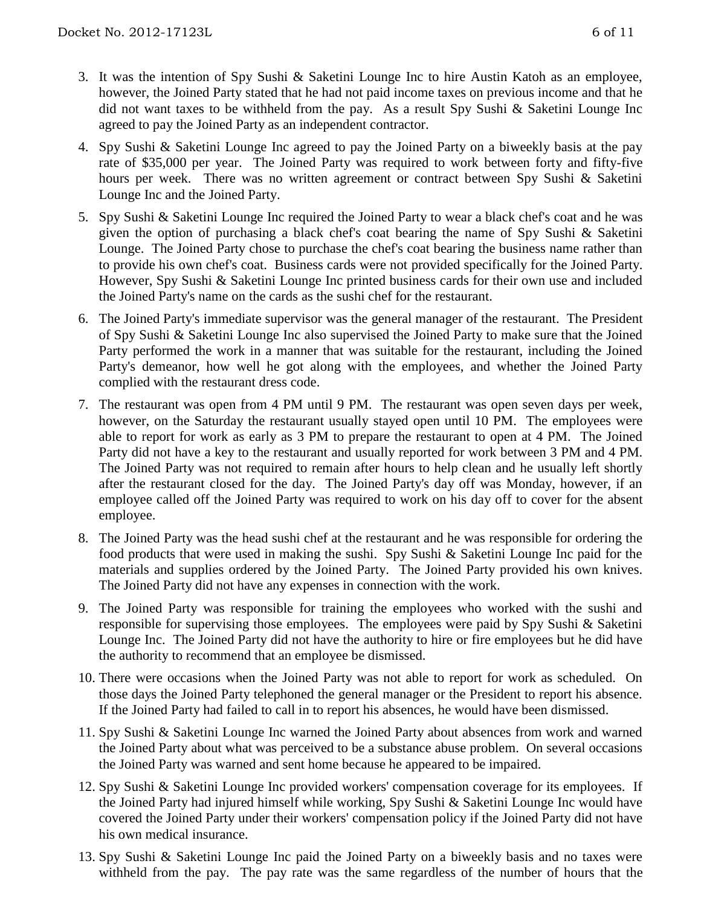3. It was the intention of Spy Sushi & Saketini Lounge Inc to hire Austin Katoh as an employee, however, the Joined Party stated that he had not paid income taxes on previous income and that he did not want taxes to be withheld from the pay. As a result Spy Sushi & Saketini Lounge Inc agreed to pay the Joined Party as an independent contractor.

4. Spy Sushi & Saketini Lounge Inc agreed to pay the Joined Party on a biweekly basis at the pay rate of $35,000 per year. The Joined Party was required to work between forty and fifty-five hours per week. There was no written agreement or contract between Spy Sushi & Saketini Lounge Inc and the Joined Party.

5. Spy Sushi & Saketini Lounge Inc required the Joined Party to wear a black chef's coat and he was given the option of purchasing a black chef's coat bearing the name of Spy Sushi & Saketini Lounge. The Joined Party chose to purchase the chef's coat bearing the business name rather than to provide his own chef's coat. Business cards were not provided specifically for the Joined Party. However, Spy Sushi & Saketini Lounge Inc printed business cards for their own use and included the Joined Party's name on the cards as the sushi chef for the restaurant.

6. The Joined Party's immediate supervisor was the general manager of the restaurant. The President of Spy Sushi & Saketini Lounge Inc also supervised the Joined Party to make sure that the Joined Party performed the work in a manner that was suitable for the restaurant, including the Joined Party's demeanor, how well he got along with the employees, and whether the Joined Party complied with the restaurant dress code.

7. The restaurant was open from 4 PM until 9 PM. The restaurant was open seven days per week, however, on the Saturday the restaurant usually stayed open until 10 PM. The employees were able to report for work as early as 3 PM to prepare the restaurant to open at 4 PM. The Joined Party did not have a key to the restaurant and usually reported for work between 3 PM and 4 PM. The Joined Party was not required to remain after hours to help clean and he usually left shortly after the restaurant closed for the day. The Joined Party's day off was Monday, however, if an employee called off the Joined Party was required to work on his day off to cover for the absent employee.

8. The Joined Party was the head sushi chef at the restaurant and he was responsible for ordering the food products that were used in making the sushi. Spy Sushi & Saketini Lounge Inc paid for the materials and supplies ordered by the Joined Party. The Joined Party provided his own knives. The Joined Party did not have any expenses in connection with the work.

9. The Joined Party was responsible for training the employees who worked with the sushi and responsible for supervising those employees. The employees were paid by Spy Sushi & Saketini Lounge Inc. The Joined Party did not have the authority to hire or fire employees but he did have the authority to recommend that an employee be dismissed.

10. There were occasions when the Joined Party was not able to report for work as scheduled. On those days the Joined Party telephoned the general manager or the President to report his absence. If the Joined Party had failed to call in to report his absences, he would have been dismissed.

11. Spy Sushi & Saketini Lounge Inc warned the Joined Party about absences from work and warned the Joined Party about what was perceived to be a substance abuse problem. On several occasions the Joined Party was warned and sent home because he appeared to be impaired.

12. Spy Sushi & Saketini Lounge Inc provided workers' compensation coverage for its employees. If the Joined Party had injured himself while working, Spy Sushi & Saketini Lounge Inc would have covered the Joined Party under their workers' compensation policy if the Joined Party did not have his own medical insurance.

13. Spy Sushi & Saketini Lounge Inc paid the Joined Party on a biweekly basis and no taxes were withheld from the pay. The pay rate was the same regardless of the number of hours that the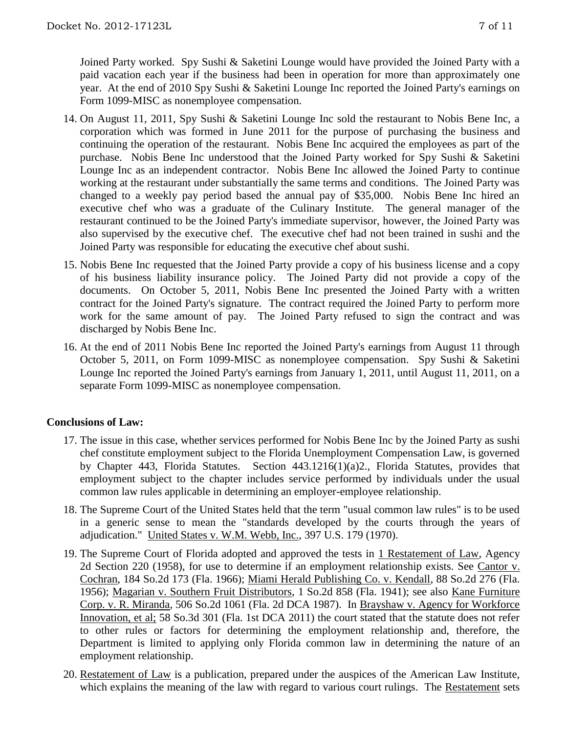Joined Party worked. Spy Sushi & Saketini Lounge would have provided the Joined Party with a paid vacation each year if the business had been in operation for more than approximately one year. At the end of 2010 Spy Sushi & Saketini Lounge Inc reported the Joined Party's earnings on Form 1099-MISC as nonemployee compensation.

14. On August 11, 2011, Spy Sushi & Saketini Lounge Inc sold the restaurant to Nobis Bene Inc, a corporation which was formed in June 2011 for the purpose of purchasing the business and continuing the operation of the restaurant. Nobis Bene Inc acquired the employees as part of the purchase. Nobis Bene Inc understood that the Joined Party worked for Spy Sushi & Saketini Lounge Inc as an independent contractor. Nobis Bene Inc allowed the Joined Party to continue working at the restaurant under substantially the same terms and conditions. The Joined Party was changed to a weekly pay period based the annual pay of $35,000. Nobis Bene Inc hired an executive chef who was a graduate of the Culinary Institute. The general manager of the restaurant continued to be the Joined Party's immediate supervisor, however, the Joined Party was also supervised by the executive chef. The executive chef had not been trained in sushi and the Joined Party was responsible for educating the executive chef about sushi.

15. Nobis Bene Inc requested that the Joined Party provide a copy of his business license and a copy of his business liability insurance policy. The Joined Party did not provide a copy of the documents. On October 5, 2011, Nobis Bene Inc presented the Joined Party with a written contract for the Joined Party's signature. The contract required the Joined Party to perform more work for the same amount of pay. The Joined Party refused to sign the contract and was discharged by Nobis Bene Inc.

16. At the end of 2011 Nobis Bene Inc reported the Joined Party's earnings from August 11 through October 5, 2011, on Form 1099-MISC as nonemployee compensation. Spy Sushi & Saketini Lounge Inc reported the Joined Party's earnings from January 1, 2011, until August 11, 2011, on a separate Form 1099-MISC as nonemployee compensation.

**Conclusions of Law:**

17. The issue in this case, whether services performed for Nobis Bene Inc by the Joined Party as sushi chef constitute employment subject to the Florida Unemployment Compensation Law, is governed by Chapter 443, Florida Statutes. Section 443.1216(1)(a)2., Florida Statutes, provides that employment subject to the chapter includes service performed by individuals under the usual common law rules applicable in determining an employer-employee relationship.

18. The Supreme Court of the United States held that the term "usual common law rules" is to be used in a generic sense to mean the "standards developed by the courts through the years of adjudication." United States v. W.M. Webb, Inc., 397 U.S. 179 (1970).

19. The Supreme Court of Florida adopted and approved the tests in 1 Restatement of Law, Agency 2d Section 220 (1958), for use to determine if an employment relationship exists. See Cantor v. Cochran, 184 So.2d 173 (Fla. 1966); Miami Herald Publishing Co. v. Kendall, 88 So.2d 276 (Fla. 1956); Magarian v. Southern Fruit Distributors, 1 So.2d 858 (Fla. 1941); see also Kane Furniture Corp. v. R. Miranda, 506 So.2d 1061 (Fla. 2d DCA 1987). In Brayshaw v. Agency for Workforce Innovation, et al; 58 So.3d 301 (Fla. 1st DCA 2011) the court stated that the statute does not refer to other rules or factors for determining the employment relationship and, therefore, the Department is limited to applying only Florida common law in determining the nature of an employment relationship.

20. Restatement of Law is a publication, prepared under the auspices of the American Law Institute, which explains the meaning of the law with regard to various court rulings. The Restatement sets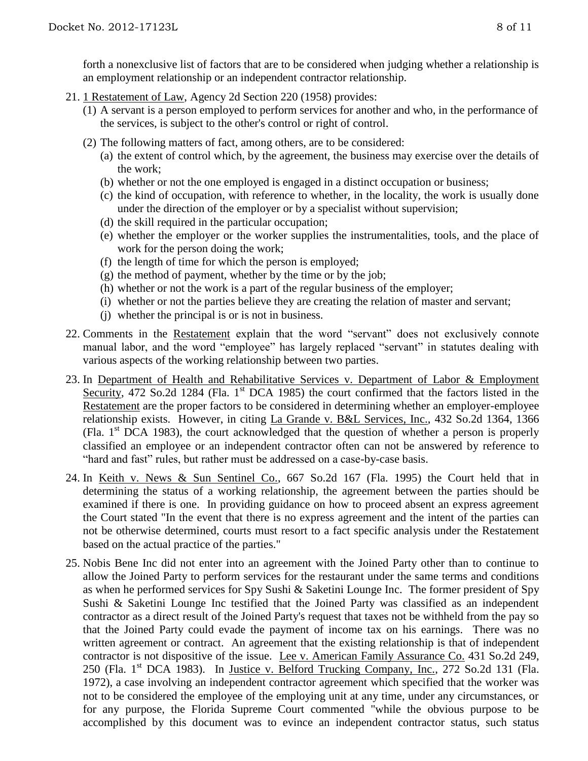forth a nonexclusive list of factors that are to be considered when judging whether a relationship is an employment relationship or an independent contractor relationship.

21. 1 Restatement of Law, Agency 2d Section 220 (1958) provides:
    (1) A servant is a person employed to perform services for another and who, in the performance of the services, is subject to the other's control or right of control.
    (2) The following matters of fact, among others, are to be considered:
        (a) the extent of control which, by the agreement, the business may exercise over the details of the work;
        (b) whether or not the one employed is engaged in a distinct occupation or business;
        (c) the kind of occupation, with reference to whether, in the locality, the work is usually done under the direction of the employer or by a specialist without supervision;
        (d) the skill required in the particular occupation;
        (e) whether the employer or the worker supplies the instrumentalities, tools, and the place of work for the person doing the work;
        (f) the length of time for which the person is employed;
        (g) the method of payment, whether by the time or by the job;
        (h) whether or not the work is a part of the regular business of the employer;
        (i) whether or not the parties believe they are creating the relation of master and servant;
        (j) whether the principal is or is not in business.

22. Comments in the Restatement explain that the word "servant" does not exclusively connote manual labor, and the word "employee" has largely replaced "servant" in statutes dealing with various aspects of the working relationship between two parties.

23. In Department of Health and Rehabilitative Services v. Department of Labor & Employment Security, 472 So.2d 1284 (Fla. 1st DCA 1985) the court confirmed that the factors listed in the Restatement are the proper factors to be considered in determining whether an employer-employee relationship exists. However, in citing La Grande v. B&L Services, Inc., 432 So.2d 1364, 1366 (Fla. 1st DCA 1983), the court acknowledged that the question of whether a person is properly classified an employee or an independent contractor often can not be answered by reference to "hard and fast" rules, but rather must be addressed on a case-by-case basis.

24. In Keith v. News & Sun Sentinel Co., 667 So.2d 167 (Fla. 1995) the Court held that in determining the status of a working relationship, the agreement between the parties should be examined if there is one. In providing guidance on how to proceed absent an express agreement the Court stated "In the event that there is no express agreement and the intent of the parties can not be otherwise determined, courts must resort to a fact specific analysis under the Restatement based on the actual practice of the parties."

25. Nobis Bene Inc did not enter into an agreement with the Joined Party other than to continue to allow the Joined Party to perform services for the restaurant under the same terms and conditions as when he performed services for Spy Sushi & Saketini Lounge Inc. The former president of Spy Sushi & Saketini Lounge Inc testified that the Joined Party was classified as an independent contractor as a direct result of the Joined Party's request that taxes not be withheld from the pay so that the Joined Party could evade the payment of income tax on his earnings. There was no written agreement or contract. An agreement that the existing relationship is that of independent contractor is not dispositive of the issue. Lee v. American Family Assurance Co. 431 So.2d 249, 250 (Fla. 1st DCA 1983). In Justice v. Belford Trucking Company, Inc., 272 So.2d 131 (Fla. 1972), a case involving an independent contractor agreement which specified that the worker was not to be considered the employee of the employing unit at any time, under any circumstances, or for any purpose, the Florida Supreme Court commented "while the obvious purpose to be accomplished by this document was to evince an independent contractor status, such status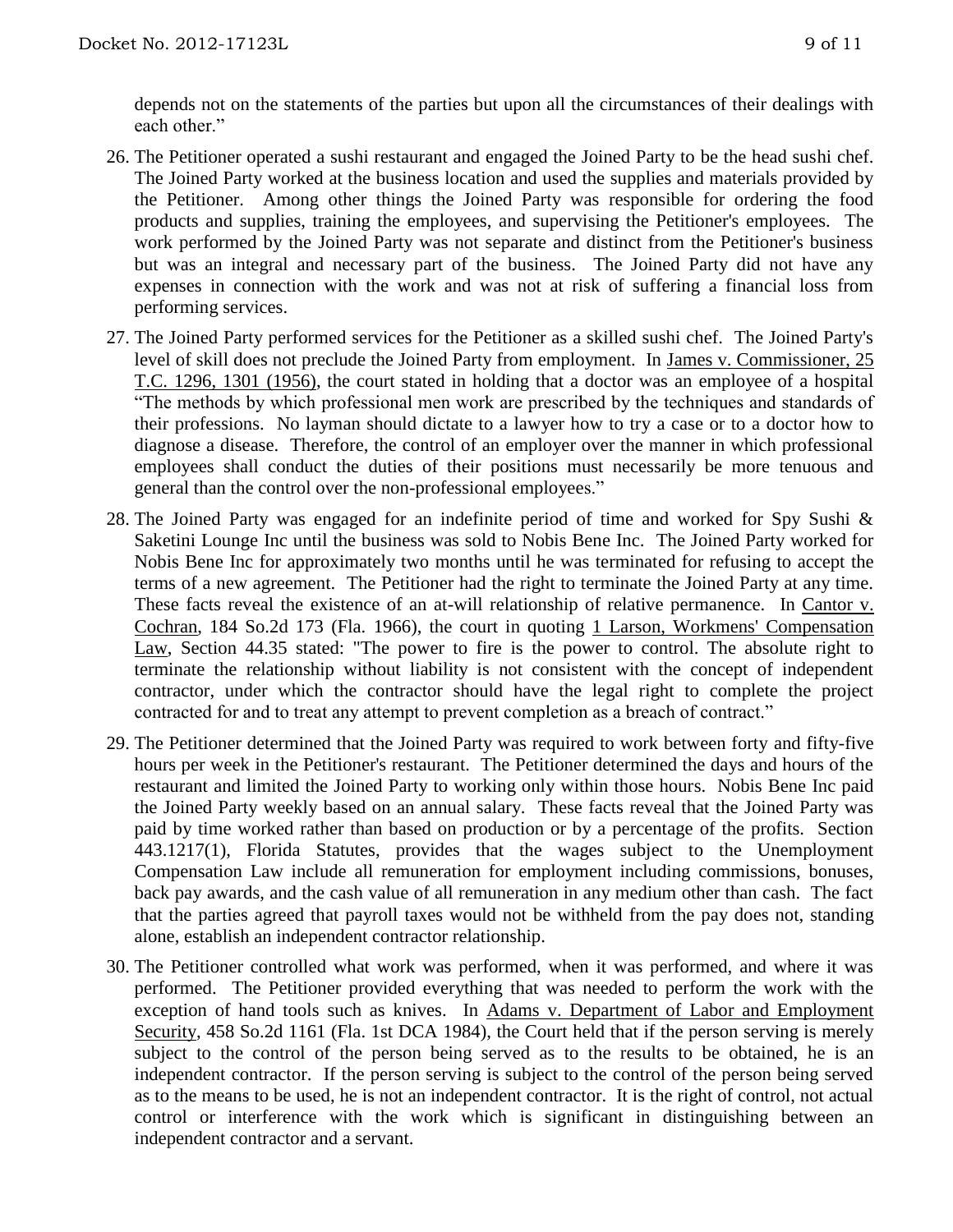depends not on the statements of the parties but upon all the circumstances of their dealings with each other."

26. The Petitioner operated a sushi restaurant and engaged the Joined Party to be the head sushi chef. The Joined Party worked at the business location and used the supplies and materials provided by the Petitioner. Among other things the Joined Party was responsible for ordering the food products and supplies, training the employees, and supervising the Petitioner's employees. The work performed by the Joined Party was not separate and distinct from the Petitioner's business but was an integral and necessary part of the business. The Joined Party did not have any expenses in connection with the work and was not at risk of suffering a financial loss from performing services.

27. The Joined Party performed services for the Petitioner as a skilled sushi chef. The Joined Party's level of skill does not preclude the Joined Party from employment. In James v. Commissioner, 25 T.C. 1296, 1301 (1956), the court stated in holding that a doctor was an employee of a hospital "The methods by which professional men work are prescribed by the techniques and standards of their professions. No layman should dictate to a lawyer how to try a case or to a doctor how to diagnose a disease. Therefore, the control of an employer over the manner in which professional employees shall conduct the duties of their positions must necessarily be more tenuous and general than the control over the non-professional employees."

28. The Joined Party was engaged for an indefinite period of time and worked for Spy Sushi & Saketini Lounge Inc until the business was sold to Nobis Bene Inc. The Joined Party worked for Nobis Bene Inc for approximately two months until he was terminated for refusing to accept the terms of a new agreement. The Petitioner had the right to terminate the Joined Party at any time. These facts reveal the existence of an at-will relationship of relative permanence. In Cantor v. Cochran, 184 So.2d 173 (Fla. 1966), the court in quoting 1 Larson, Workmens' Compensation Law, Section 44.35 stated: "The power to fire is the power to control. The absolute right to terminate the relationship without liability is not consistent with the concept of independent contractor, under which the contractor should have the legal right to complete the project contracted for and to treat any attempt to prevent completion as a breach of contract."

29. The Petitioner determined that the Joined Party was required to work between forty and fifty-five hours per week in the Petitioner's restaurant. The Petitioner determined the days and hours of the restaurant and limited the Joined Party to working only within those hours. Nobis Bene Inc paid the Joined Party weekly based on an annual salary. These facts reveal that the Joined Party was paid by time worked rather than based on production or by a percentage of the profits. Section 443.1217(1), Florida Statutes, provides that the wages subject to the Unemployment Compensation Law include all remuneration for employment including commissions, bonuses, back pay awards, and the cash value of all remuneration in any medium other than cash. The fact that the parties agreed that payroll taxes would not be withheld from the pay does not, standing alone, establish an independent contractor relationship.

30. The Petitioner controlled what work was performed, when it was performed, and where it was performed. The Petitioner provided everything that was needed to perform the work with the exception of hand tools such as knives. In Adams v. Department of Labor and Employment Security, 458 So.2d 1161 (Fla. 1st DCA 1984), the Court held that if the person serving is merely subject to the control of the person being served as to the results to be obtained, he is an independent contractor. If the person serving is subject to the control of the person being served as to the means to be used, he is not an independent contractor. It is the right of control, not actual control or interference with the work which is significant in distinguishing between an independent contractor and a servant.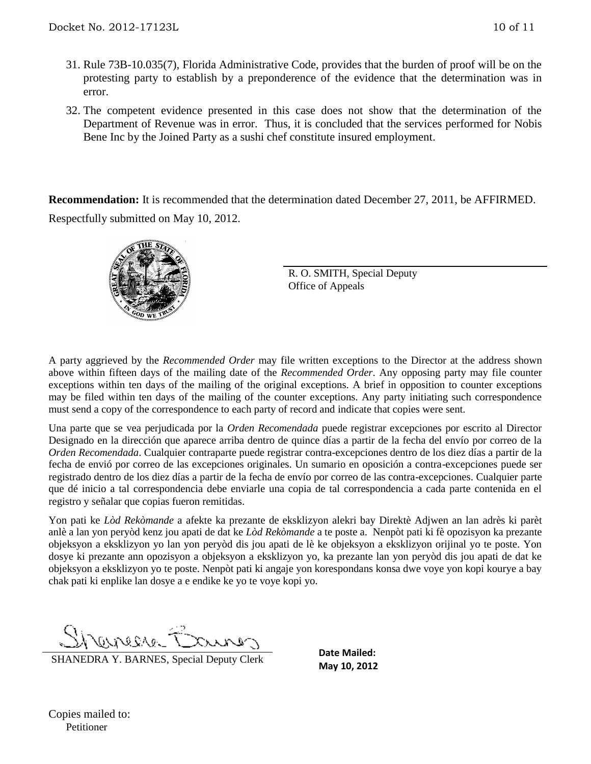31. Rule 73B-10.035(7), Florida Administrative Code, provides that the burden of proof will be on the protesting party to establish by a preponderence of the evidence that the determination was in error.

32. The competent evidence presented in this case does not show that the determination of the Department of Revenue was in error. Thus, it is concluded that the services performed for Nobis Bene Inc by the Joined Party as a sushi chef constitute insured employment.

**Recommendation:** It is recommended that the determination dated December 27, 2011, be AFFIRMED.

Respectfully submitted on May 10, 2012.

R. O. SMITH, Special Deputy
Office of Appeals

A party aggrieved by the *Recommended Order* may file written exceptions to the Director at the address shown above within fifteen days of the mailing date of the *Recommended Order*. Any opposing party may file counter exceptions within ten days of the mailing of the original exceptions. A brief in opposition to counter exceptions may be filed within ten days of the mailing of the counter exceptions. Any party initiating such correspondence must send a copy of the correspondence to each party of record and indicate that copies were sent.

Una parte que se vea perjudicada por la *Orden Recomendada* puede registrar excepciones por escrito al Director Designado en la dirección que aparece arriba dentro de quince días a partir de la fecha del envío por correo de la *Orden Recomendada*. Cualquier contraparte puede registrar contra-excepciones dentro de los diez días a partir de la fecha de envió por correo de las excepciones originales. Un sumario en oposición a contra-excepciones puede ser registrado dentro de los diez días a partir de la fecha de envío por correo de las contra-excepciones. Cualquier parte que dé inicio a tal correspondencia debe enviarle una copia de tal correspondencia a cada parte contenida en el registro y señalar que copias fueron remitidas.

Yon pati ke *Lòd Rekòmande* a afekte ka prezante de eksklizyon alekri bay Direktè Adjwen an lan adrès ki parèt anlè a lan yon peryòd kenz jou apati de dat ke *Lòd Rekòmande* a te poste a. Nenpòt pati ki fè opozisyon ka prezante objeksyon a eksklizyon yo lan yon peryòd dis jou apati de lè ke objeksyon a eksklizyon orijinal yo te poste. Yon dosye ki prezante ann opozisyon a objeksyon a eksklizyon yo, ka prezante lan yon peryòd dis jou apati de dat ke objeksyon a eksklizyon yo te poste. Nenpòt pati ki angaje yon korespondans konsa dwe voye yon kopi kourye a bay chak pati ki enplike lan dosye a e endike ke yo te voye kopi yo.

SHANEDRA Y. BARNES, Special Deputy Clerk

**Date Mailed:**
**May 10, 2012**

Copies mailed to:
Petitioner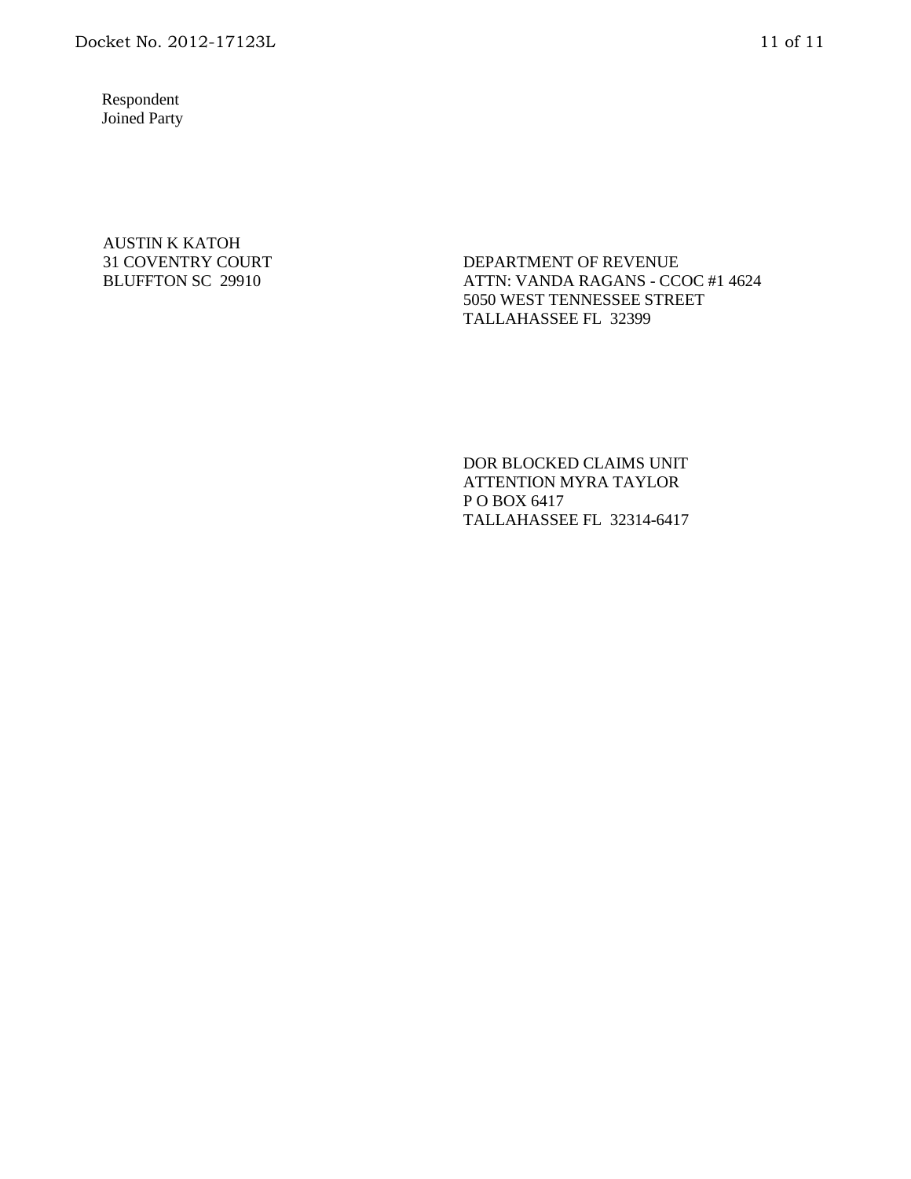Respondent
Joined Party

AUSTIN K KATOH
31 COVENTRY COURT
BLUFFTON SC 29910

DEPARTMENT OF REVENUE
ATTN: VANDA RAGANS - CCOC #1 4624
5050 WEST TENNESSEE STREET
TALLAHASSEE FL 32399

DOR BLOCKED CLAIMS UNIT
ATTENTION MYRA TAYLOR
P O BOX 6417
TALLAHASSEE FL 32314-6417